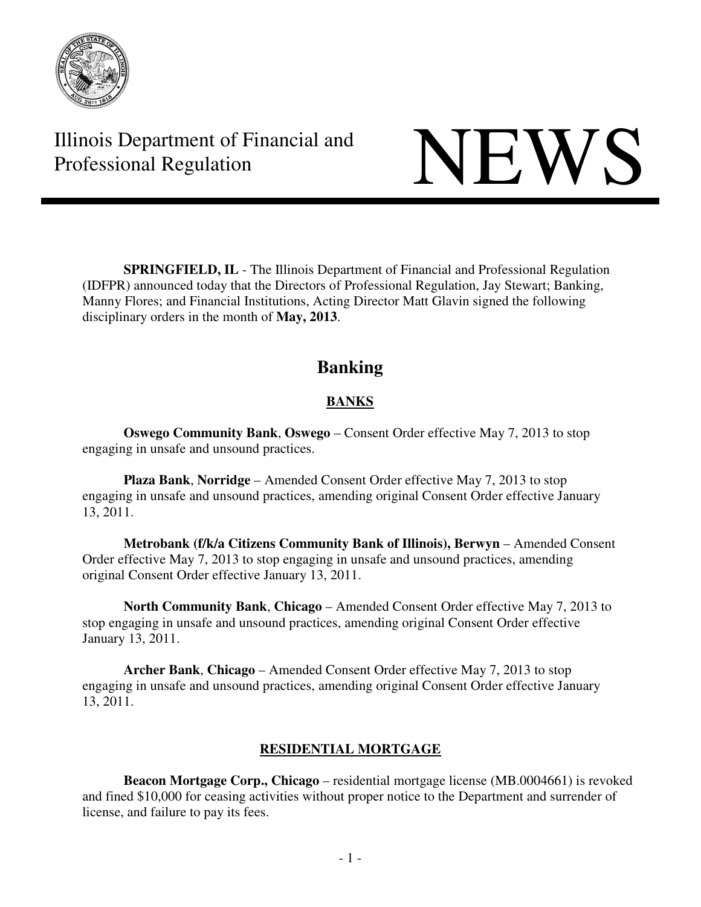Illinois Department of Financial and Professional Regulation

# NEWS

**SPRINGFIELD, IL** - The Illinois Department of Financial and Professional Regulation (IDFPR) announced today that the Directors of Professional Regulation, Jay Stewart; Banking, Manny Flores; and Financial Institutions, Acting Director Matt Glavin signed the following disciplinary orders in the month of **May, 2013**.

## Banking

### BANKS

**Oswego Community Bank**, **Oswego** – Consent Order effective May 7, 2013 to stop engaging in unsafe and unsound practices.

**Plaza Bank**, **Norridge** – Amended Consent Order effective May 7, 2013 to stop engaging in unsafe and unsound practices, amending original Consent Order effective January 13, 2011.

**Metrobank (f/k/a Citizens Community Bank of Illinois), Berwyn** – Amended Consent Order effective May 7, 2013 to stop engaging in unsafe and unsound practices, amending original Consent Order effective January 13, 2011.

**North Community Bank**, **Chicago** – Amended Consent Order effective May 7, 2013 to stop engaging in unsafe and unsound practices, amending original Consent Order effective January 13, 2011.

**Archer Bank**, **Chicago** – Amended Consent Order effective May 7, 2013 to stop engaging in unsafe and unsound practices, amending original Consent Order effective January 13, 2011.

### RESIDENTIAL MORTGAGE

**Beacon Mortgage Corp., Chicago** – residential mortgage license (MB.0004661) is revoked and fined $10,000 for ceasing activities without proper notice to the Department and surrender of license, and failure to pay its fees.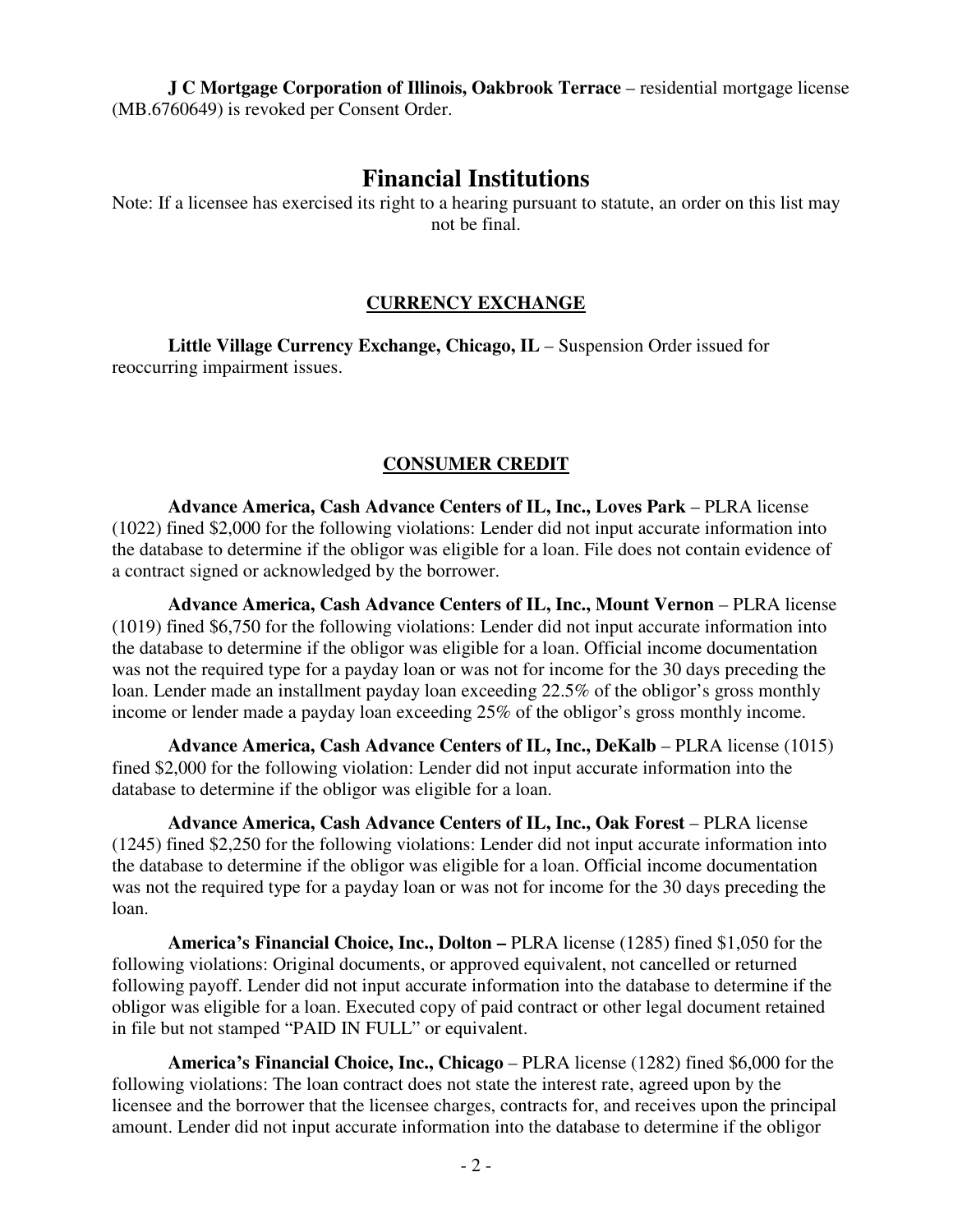**J C Mortgage Corporation of Illinois, Oakbrook Terrace** – residential mortgage license (MB.6760649) is revoked per Consent Order.

# Financial Institutions

Note: If a licensee has exercised its right to a hearing pursuant to statute, an order on this list may not be final.

## CURRENCY EXCHANGE

**Little Village Currency Exchange, Chicago, IL** – Suspension Order issued for reoccurring impairment issues.

## CONSUMER CREDIT

**Advance America, Cash Advance Centers of IL, Inc., Loves Park** – PLRA license (1022) fined $2,000 for the following violations: Lender did not input accurate information into the database to determine if the obligor was eligible for a loan. File does not contain evidence of a contract signed or acknowledged by the borrower.

**Advance America, Cash Advance Centers of IL, Inc., Mount Vernon** – PLRA license (1019) fined $6,750 for the following violations: Lender did not input accurate information into the database to determine if the obligor was eligible for a loan. Official income documentation was not the required type for a payday loan or was not for income for the 30 days preceding the loan. Lender made an installment payday loan exceeding 22.5% of the obligor's gross monthly income or lender made a payday loan exceeding 25% of the obligor's gross monthly income.

**Advance America, Cash Advance Centers of IL, Inc., DeKalb** – PLRA license (1015) fined $2,000 for the following violation: Lender did not input accurate information into the database to determine if the obligor was eligible for a loan.

**Advance America, Cash Advance Centers of IL, Inc., Oak Forest** – PLRA license (1245) fined $2,250 for the following violations: Lender did not input accurate information into the database to determine if the obligor was eligible for a loan. Official income documentation was not the required type for a payday loan or was not for income for the 30 days preceding the loan.

**America's Financial Choice, Inc., Dolton –** PLRA license (1285) fined $1,050 for the following violations: Original documents, or approved equivalent, not cancelled or returned following payoff. Lender did not input accurate information into the database to determine if the obligor was eligible for a loan. Executed copy of paid contract or other legal document retained in file but not stamped "PAID IN FULL" or equivalent.

**America's Financial Choice, Inc., Chicago** – PLRA license (1282) fined $6,000 for the following violations: The loan contract does not state the interest rate, agreed upon by the licensee and the borrower that the licensee charges, contracts for, and receives upon the principal amount. Lender did not input accurate information into the database to determine if the obligor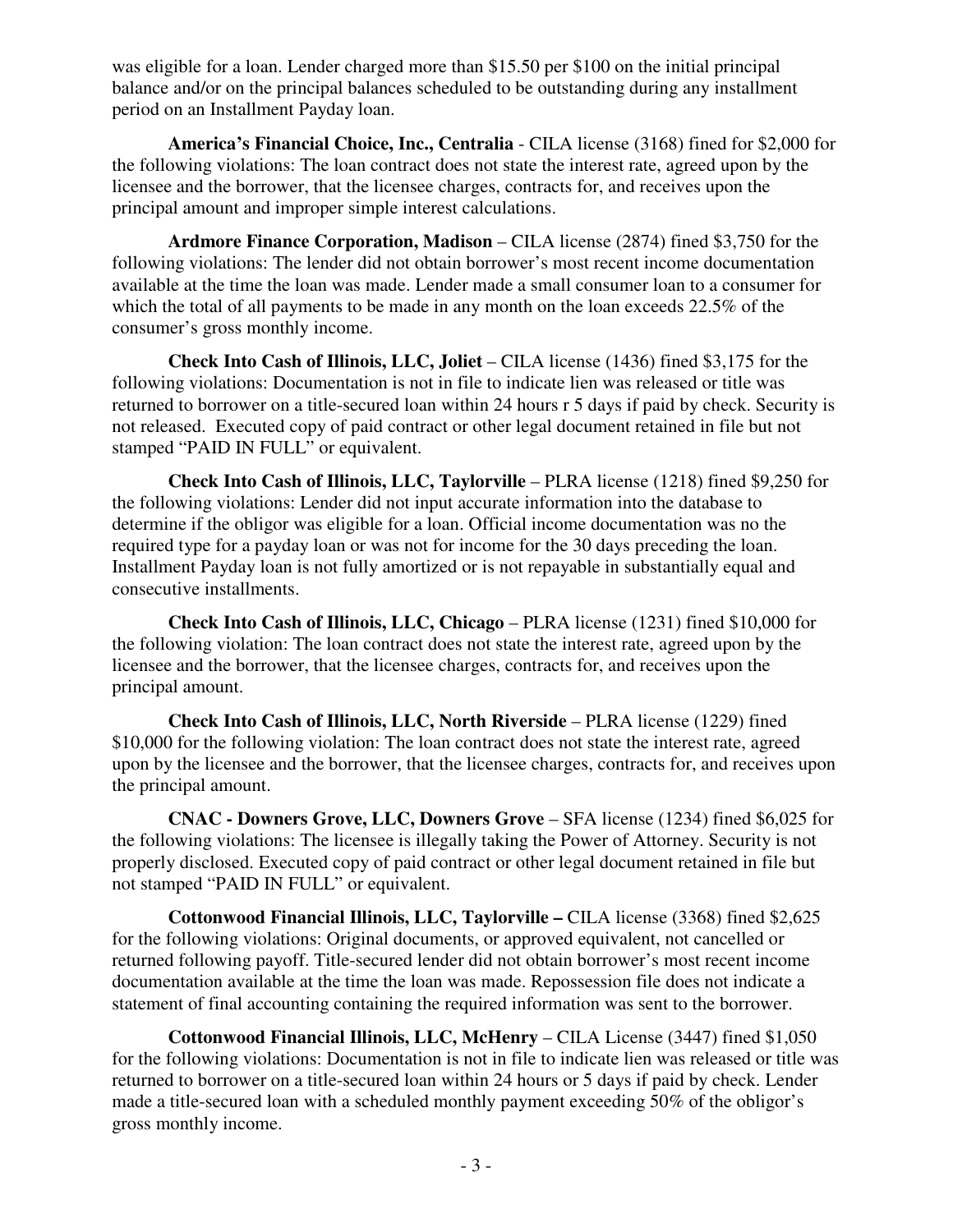was eligible for a loan. Lender charged more than $15.50 per $100 on the initial principal balance and/or on the principal balances scheduled to be outstanding during any installment period on an Installment Payday loan.

**America's Financial Choice, Inc., Centralia** - CILA license (3168) fined for $2,000 for the following violations: The loan contract does not state the interest rate, agreed upon by the licensee and the borrower, that the licensee charges, contracts for, and receives upon the principal amount and improper simple interest calculations.

**Ardmore Finance Corporation, Madison** – CILA license (2874) fined $3,750 for the following violations: The lender did not obtain borrower's most recent income documentation available at the time the loan was made. Lender made a small consumer loan to a consumer for which the total of all payments to be made in any month on the loan exceeds 22.5% of the consumer's gross monthly income.

**Check Into Cash of Illinois, LLC, Joliet** – CILA license (1436) fined $3,175 for the following violations: Documentation is not in file to indicate lien was released or title was returned to borrower on a title-secured loan within 24 hours r 5 days if paid by check. Security is not released. Executed copy of paid contract or other legal document retained in file but not stamped "PAID IN FULL" or equivalent.

**Check Into Cash of Illinois, LLC, Taylorville** – PLRA license (1218) fined $9,250 for the following violations: Lender did not input accurate information into the database to determine if the obligor was eligible for a loan. Official income documentation was no the required type for a payday loan or was not for income for the 30 days preceding the loan. Installment Payday loan is not fully amortized or is not repayable in substantially equal and consecutive installments.

**Check Into Cash of Illinois, LLC, Chicago** – PLRA license (1231) fined $10,000 for the following violation: The loan contract does not state the interest rate, agreed upon by the licensee and the borrower, that the licensee charges, contracts for, and receives upon the principal amount.

**Check Into Cash of Illinois, LLC, North Riverside** – PLRA license (1229) fined $10,000 for the following violation: The loan contract does not state the interest rate, agreed upon by the licensee and the borrower, that the licensee charges, contracts for, and receives upon the principal amount.

**CNAC - Downers Grove, LLC, Downers Grove** – SFA license (1234) fined $6,025 for the following violations: The licensee is illegally taking the Power of Attorney. Security is not properly disclosed. Executed copy of paid contract or other legal document retained in file but not stamped "PAID IN FULL" or equivalent.

**Cottonwood Financial Illinois, LLC, Taylorville –** CILA license (3368) fined $2,625 for the following violations: Original documents, or approved equivalent, not cancelled or returned following payoff. Title-secured lender did not obtain borrower's most recent income documentation available at the time the loan was made. Repossession file does not indicate a statement of final accounting containing the required information was sent to the borrower.

**Cottonwood Financial Illinois, LLC, McHenry** – CILA License (3447) fined $1,050 for the following violations: Documentation is not in file to indicate lien was released or title was returned to borrower on a title-secured loan within 24 hours or 5 days if paid by check. Lender made a title-secured loan with a scheduled monthly payment exceeding 50% of the obligor's gross monthly income.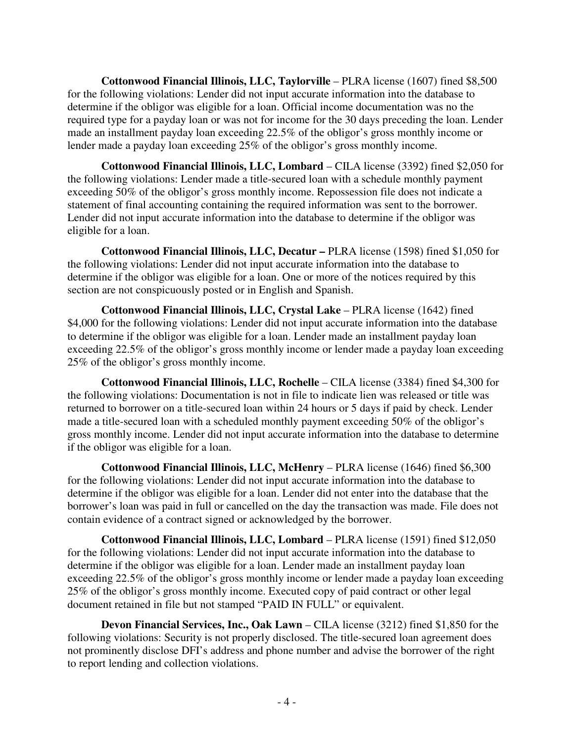**Cottonwood Financial Illinois, LLC, Taylorville** – PLRA license (1607) fined $8,500 for the following violations: Lender did not input accurate information into the database to determine if the obligor was eligible for a loan. Official income documentation was no the required type for a payday loan or was not for income for the 30 days preceding the loan. Lender made an installment payday loan exceeding 22.5% of the obligor's gross monthly income or lender made a payday loan exceeding 25% of the obligor's gross monthly income.

**Cottonwood Financial Illinois, LLC, Lombard** – CILA license (3392) fined $2,050 for the following violations: Lender made a title-secured loan with a schedule monthly payment exceeding 50% of the obligor's gross monthly income. Repossession file does not indicate a statement of final accounting containing the required information was sent to the borrower. Lender did not input accurate information into the database to determine if the obligor was eligible for a loan.

**Cottonwood Financial Illinois, LLC, Decatur –** PLRA license (1598) fined $1,050 for the following violations: Lender did not input accurate information into the database to determine if the obligor was eligible for a loan. One or more of the notices required by this section are not conspicuously posted or in English and Spanish.

**Cottonwood Financial Illinois, LLC, Crystal Lake** – PLRA license (1642) fined $4,000 for the following violations: Lender did not input accurate information into the database to determine if the obligor was eligible for a loan. Lender made an installment payday loan exceeding 22.5% of the obligor's gross monthly income or lender made a payday loan exceeding 25% of the obligor's gross monthly income.

**Cottonwood Financial Illinois, LLC, Rochelle** – CILA license (3384) fined $4,300 for the following violations: Documentation is not in file to indicate lien was released or title was returned to borrower on a title-secured loan within 24 hours or 5 days if paid by check. Lender made a title-secured loan with a scheduled monthly payment exceeding 50% of the obligor's gross monthly income. Lender did not input accurate information into the database to determine if the obligor was eligible for a loan.

**Cottonwood Financial Illinois, LLC, McHenry** – PLRA license (1646) fined $6,300 for the following violations: Lender did not input accurate information into the database to determine if the obligor was eligible for a loan. Lender did not enter into the database that the borrower's loan was paid in full or cancelled on the day the transaction was made. File does not contain evidence of a contract signed or acknowledged by the borrower.

**Cottonwood Financial Illinois, LLC, Lombard** – PLRA license (1591) fined $12,050 for the following violations: Lender did not input accurate information into the database to determine if the obligor was eligible for a loan. Lender made an installment payday loan exceeding 22.5% of the obligor's gross monthly income or lender made a payday loan exceeding 25% of the obligor's gross monthly income. Executed copy of paid contract or other legal document retained in file but not stamped "PAID IN FULL" or equivalent.

**Devon Financial Services, Inc., Oak Lawn** – CILA license (3212) fined $1,850 for the following violations: Security is not properly disclosed. The title-secured loan agreement does not prominently disclose DFI's address and phone number and advise the borrower of the right to report lending and collection violations.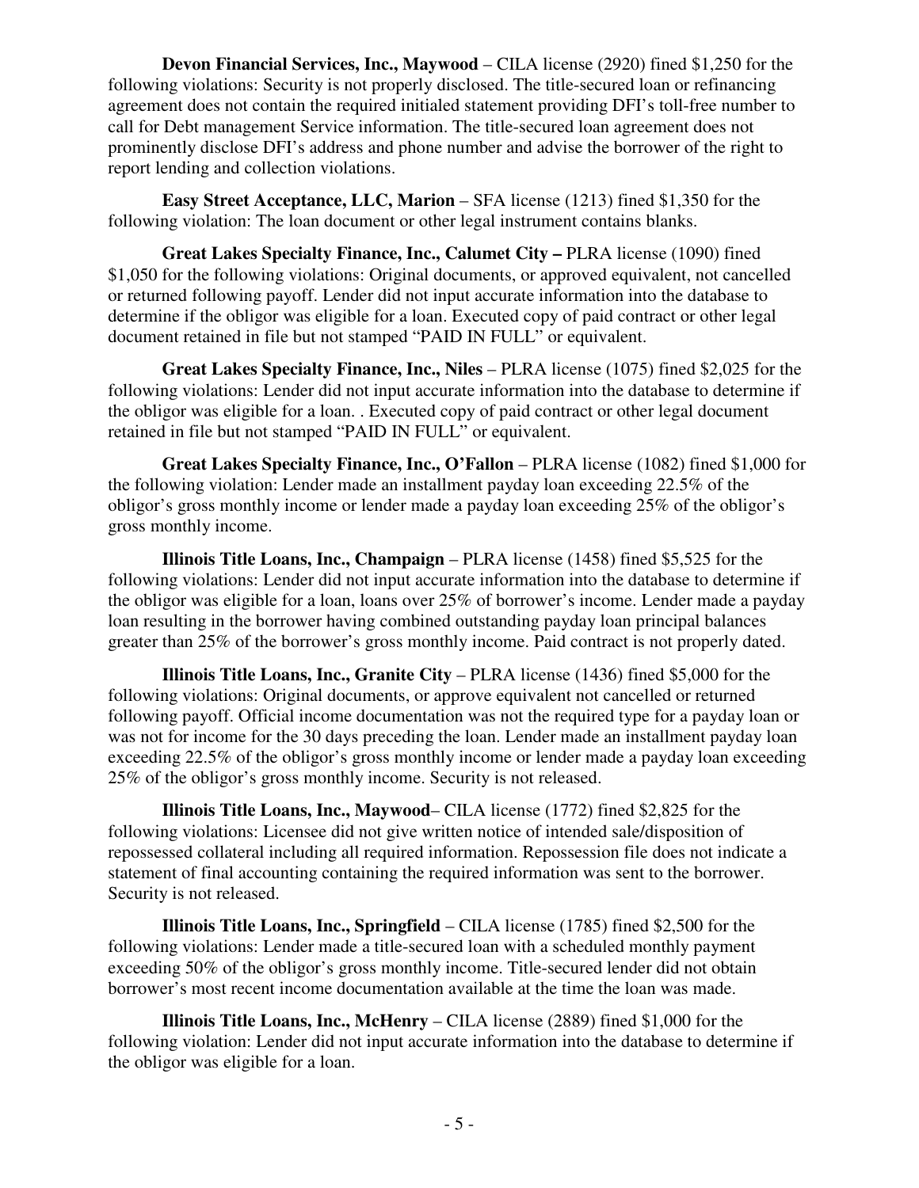**Devon Financial Services, Inc., Maywood** – CILA license (2920) fined $1,250 for the following violations: Security is not properly disclosed. The title-secured loan or refinancing agreement does not contain the required initialed statement providing DFI's toll-free number to call for Debt management Service information. The title-secured loan agreement does not prominently disclose DFI's address and phone number and advise the borrower of the right to report lending and collection violations.

**Easy Street Acceptance, LLC, Marion** – SFA license (1213) fined $1,350 for the following violation: The loan document or other legal instrument contains blanks.

**Great Lakes Specialty Finance, Inc., Calumet City –** PLRA license (1090) fined $1,050 for the following violations: Original documents, or approved equivalent, not cancelled or returned following payoff. Lender did not input accurate information into the database to determine if the obligor was eligible for a loan. Executed copy of paid contract or other legal document retained in file but not stamped "PAID IN FULL" or equivalent.

**Great Lakes Specialty Finance, Inc., Niles** – PLRA license (1075) fined $2,025 for the following violations: Lender did not input accurate information into the database to determine if the obligor was eligible for a loan. . Executed copy of paid contract or other legal document retained in file but not stamped "PAID IN FULL" or equivalent.

**Great Lakes Specialty Finance, Inc., O'Fallon** – PLRA license (1082) fined $1,000 for the following violation: Lender made an installment payday loan exceeding 22.5% of the obligor's gross monthly income or lender made a payday loan exceeding 25% of the obligor's gross monthly income.

**Illinois Title Loans, Inc., Champaign** – PLRA license (1458) fined $5,525 for the following violations: Lender did not input accurate information into the database to determine if the obligor was eligible for a loan, loans over 25% of borrower's income. Lender made a payday loan resulting in the borrower having combined outstanding payday loan principal balances greater than 25% of the borrower's gross monthly income. Paid contract is not properly dated.

**Illinois Title Loans, Inc., Granite City** – PLRA license (1436) fined $5,000 for the following violations: Original documents, or approve equivalent not cancelled or returned following payoff. Official income documentation was not the required type for a payday loan or was not for income for the 30 days preceding the loan. Lender made an installment payday loan exceeding 22.5% of the obligor's gross monthly income or lender made a payday loan exceeding 25% of the obligor's gross monthly income. Security is not released.

**Illinois Title Loans, Inc., Maywood**– CILA license (1772) fined $2,825 for the following violations: Licensee did not give written notice of intended sale/disposition of repossessed collateral including all required information. Repossession file does not indicate a statement of final accounting containing the required information was sent to the borrower. Security is not released.

**Illinois Title Loans, Inc., Springfield** – CILA license (1785) fined $2,500 for the following violations: Lender made a title-secured loan with a scheduled monthly payment exceeding 50% of the obligor's gross monthly income. Title-secured lender did not obtain borrower's most recent income documentation available at the time the loan was made.

**Illinois Title Loans, Inc., McHenry** – CILA license (2889) fined $1,000 for the following violation: Lender did not input accurate information into the database to determine if the obligor was eligible for a loan.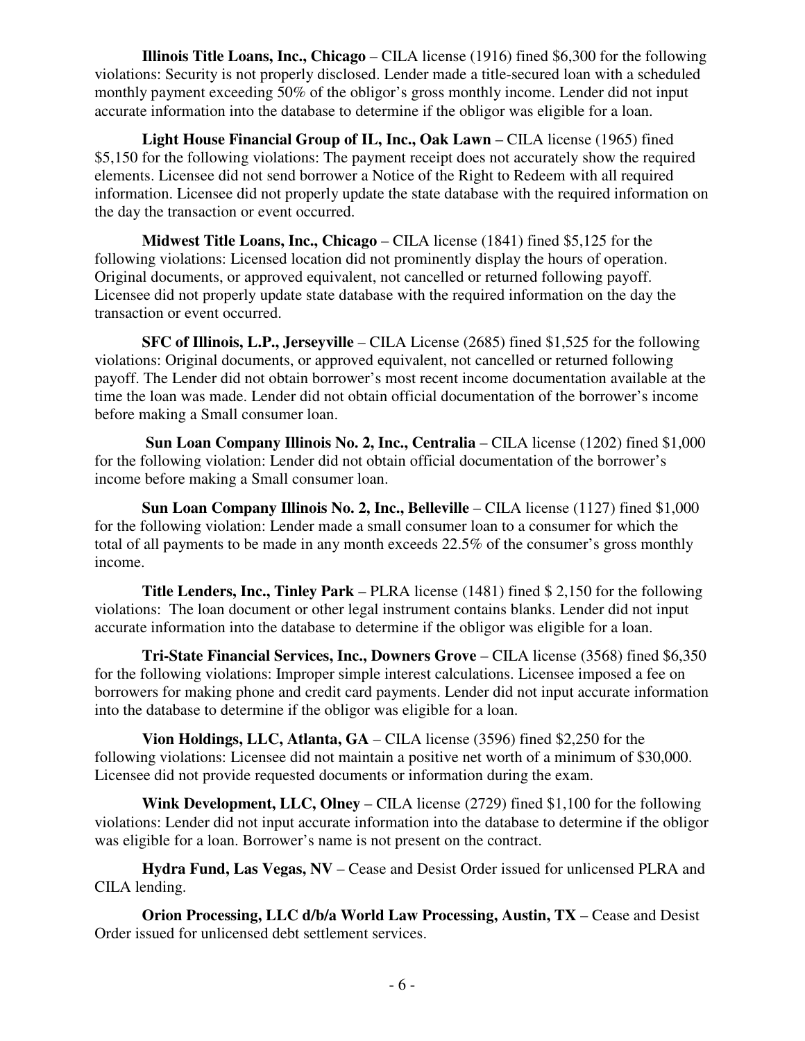**Illinois Title Loans, Inc., Chicago** – CILA license (1916) fined $6,300 for the following violations: Security is not properly disclosed. Lender made a title-secured loan with a scheduled monthly payment exceeding 50% of the obligor's gross monthly income. Lender did not input accurate information into the database to determine if the obligor was eligible for a loan.

**Light House Financial Group of IL, Inc., Oak Lawn** – CILA license (1965) fined $5,150 for the following violations: The payment receipt does not accurately show the required elements. Licensee did not send borrower a Notice of the Right to Redeem with all required information. Licensee did not properly update the state database with the required information on the day the transaction or event occurred.

**Midwest Title Loans, Inc., Chicago** – CILA license (1841) fined $5,125 for the following violations: Licensed location did not prominently display the hours of operation. Original documents, or approved equivalent, not cancelled or returned following payoff. Licensee did not properly update state database with the required information on the day the transaction or event occurred.

**SFC of Illinois, L.P., Jerseyville** – CILA License (2685) fined $1,525 for the following violations: Original documents, or approved equivalent, not cancelled or returned following payoff. The Lender did not obtain borrower's most recent income documentation available at the time the loan was made. Lender did not obtain official documentation of the borrower's income before making a Small consumer loan.

**Sun Loan Company Illinois No. 2, Inc., Centralia** – CILA license (1202) fined $1,000 for the following violation: Lender did not obtain official documentation of the borrower's income before making a Small consumer loan.

**Sun Loan Company Illinois No. 2, Inc., Belleville** – CILA license (1127) fined $1,000 for the following violation: Lender made a small consumer loan to a consumer for which the total of all payments to be made in any month exceeds 22.5% of the consumer's gross monthly income.

**Title Lenders, Inc., Tinley Park** – PLRA license (1481) fined $ 2,150 for the following violations: The loan document or other legal instrument contains blanks. Lender did not input accurate information into the database to determine if the obligor was eligible for a loan.

**Tri-State Financial Services, Inc., Downers Grove** – CILA license (3568) fined $6,350 for the following violations: Improper simple interest calculations. Licensee imposed a fee on borrowers for making phone and credit card payments. Lender did not input accurate information into the database to determine if the obligor was eligible for a loan.

**Vion Holdings, LLC, Atlanta, GA** – CILA license (3596) fined $2,250 for the following violations: Licensee did not maintain a positive net worth of a minimum of $30,000. Licensee did not provide requested documents or information during the exam.

**Wink Development, LLC, Olney** – CILA license (2729) fined $1,100 for the following violations: Lender did not input accurate information into the database to determine if the obligor was eligible for a loan. Borrower's name is not present on the contract.

**Hydra Fund, Las Vegas, NV** – Cease and Desist Order issued for unlicensed PLRA and CILA lending.

**Orion Processing, LLC d/b/a World Law Processing, Austin, TX** – Cease and Desist Order issued for unlicensed debt settlement services.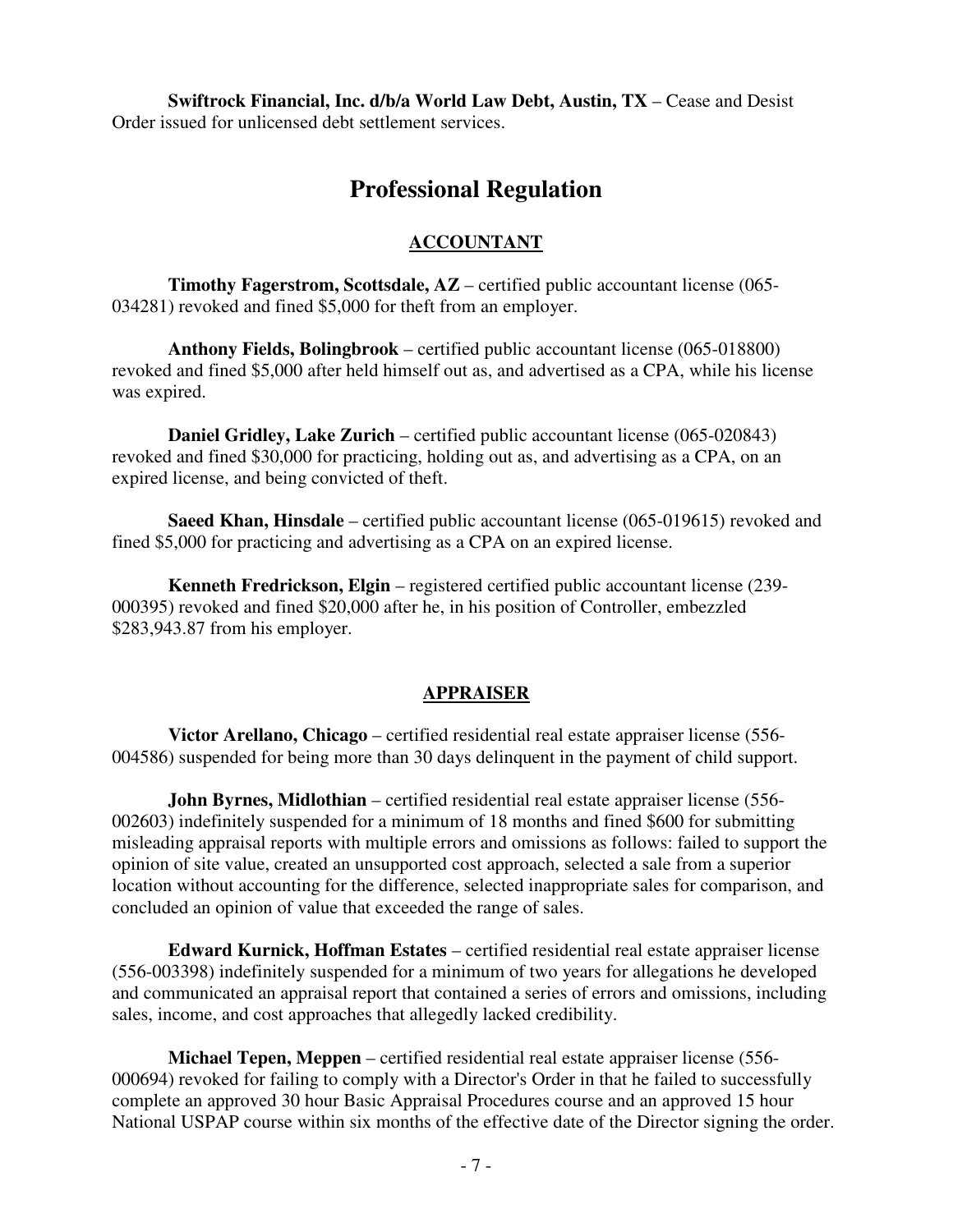**Swiftrock Financial, Inc. d/b/a World Law Debt, Austin, TX** – Cease and Desist Order issued for unlicensed debt settlement services.

## Professional Regulation

### ACCOUNTANT

**Timothy Fagerstrom, Scottsdale, AZ** – certified public accountant license (065-034281) revoked and fined $5,000 for theft from an employer.

**Anthony Fields, Bolingbrook** – certified public accountant license (065-018800) revoked and fined $5,000 after held himself out as, and advertised as a CPA, while his license was expired.

**Daniel Gridley, Lake Zurich** – certified public accountant license (065-020843) revoked and fined $30,000 for practicing, holding out as, and advertising as a CPA, on an expired license, and being convicted of theft.

**Saeed Khan, Hinsdale** – certified public accountant license (065-019615) revoked and fined $5,000 for practicing and advertising as a CPA on an expired license.

**Kenneth Fredrickson, Elgin** – registered certified public accountant license (239-000395) revoked and fined $20,000 after he, in his position of Controller, embezzled $283,943.87 from his employer.

### APPRAISER

**Victor Arellano, Chicago** – certified residential real estate appraiser license (556-004586) suspended for being more than 30 days delinquent in the payment of child support.

**John Byrnes, Midlothian** – certified residential real estate appraiser license (556-002603) indefinitely suspended for a minimum of 18 months and fined $600 for submitting misleading appraisal reports with multiple errors and omissions as follows: failed to support the opinion of site value, created an unsupported cost approach, selected a sale from a superior location without accounting for the difference, selected inappropriate sales for comparison, and concluded an opinion of value that exceeded the range of sales.

**Edward Kurnick, Hoffman Estates** – certified residential real estate appraiser license (556-003398) indefinitely suspended for a minimum of two years for allegations he developed and communicated an appraisal report that contained a series of errors and omissions, including sales, income, and cost approaches that allegedly lacked credibility.

**Michael Tepen, Meppen** – certified residential real estate appraiser license (556-000694) revoked for failing to comply with a Director's Order in that he failed to successfully complete an approved 30 hour Basic Appraisal Procedures course and an approved 15 hour National USPAP course within six months of the effective date of the Director signing the order.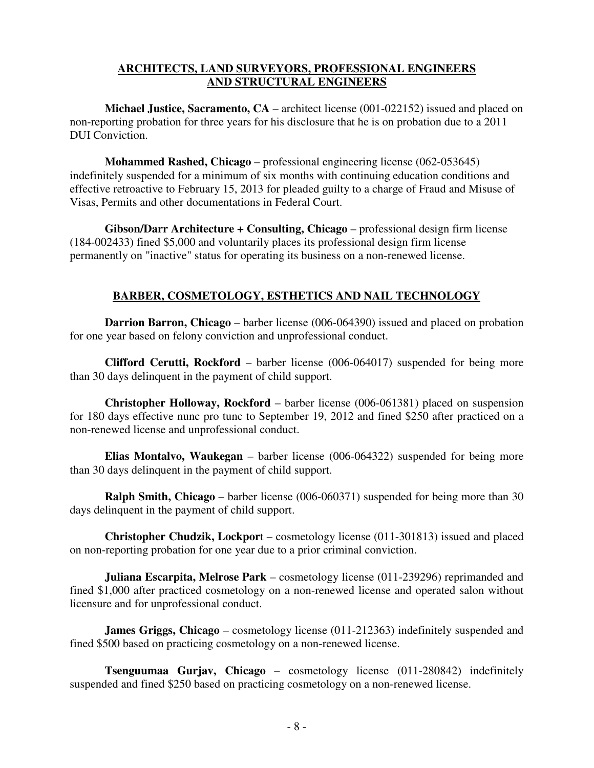## ARCHITECTS, LAND SURVEYORS, PROFESSIONAL ENGINEERS AND STRUCTURAL ENGINEERS

**Michael Justice, Sacramento, CA** – architect license (001-022152) issued and placed on non-reporting probation for three years for his disclosure that he is on probation due to a 2011 DUI Conviction.

**Mohammed Rashed, Chicago** – professional engineering license (062-053645) indefinitely suspended for a minimum of six months with continuing education conditions and effective retroactive to February 15, 2013 for pleaded guilty to a charge of Fraud and Misuse of Visas, Permits and other documentations in Federal Court.

**Gibson/Darr Architecture + Consulting, Chicago** – professional design firm license (184-002433) fined $5,000 and voluntarily places its professional design firm license permanently on "inactive" status for operating its business on a non-renewed license.

## BARBER, COSMETOLOGY, ESTHETICS AND NAIL TECHNOLOGY

**Darrion Barron, Chicago** – barber license (006-064390) issued and placed on probation for one year based on felony conviction and unprofessional conduct.

**Clifford Cerutti, Rockford** – barber license (006-064017) suspended for being more than 30 days delinquent in the payment of child support.

**Christopher Holloway, Rockford** – barber license (006-061381) placed on suspension for 180 days effective nunc pro tunc to September 19, 2012 and fined $250 after practiced on a non-renewed license and unprofessional conduct.

**Elias Montalvo, Waukegan** – barber license (006-064322) suspended for being more than 30 days delinquent in the payment of child support.

**Ralph Smith, Chicago** – barber license (006-060371) suspended for being more than 30 days delinquent in the payment of child support.

**Christopher Chudzik, Lockpor**t – cosmetology license (011-301813) issued and placed on non-reporting probation for one year due to a prior criminal conviction.

**Juliana Escarpita, Melrose Park** – cosmetology license (011-239296) reprimanded and fined $1,000 after practiced cosmetology on a non-renewed license and operated salon without licensure and for unprofessional conduct.

**James Griggs, Chicago** – cosmetology license (011-212363) indefinitely suspended and fined $500 based on practicing cosmetology on a non-renewed license.

**Tsenguumaa Gurjav, Chicago** – cosmetology license (011-280842) indefinitely suspended and fined $250 based on practicing cosmetology on a non-renewed license.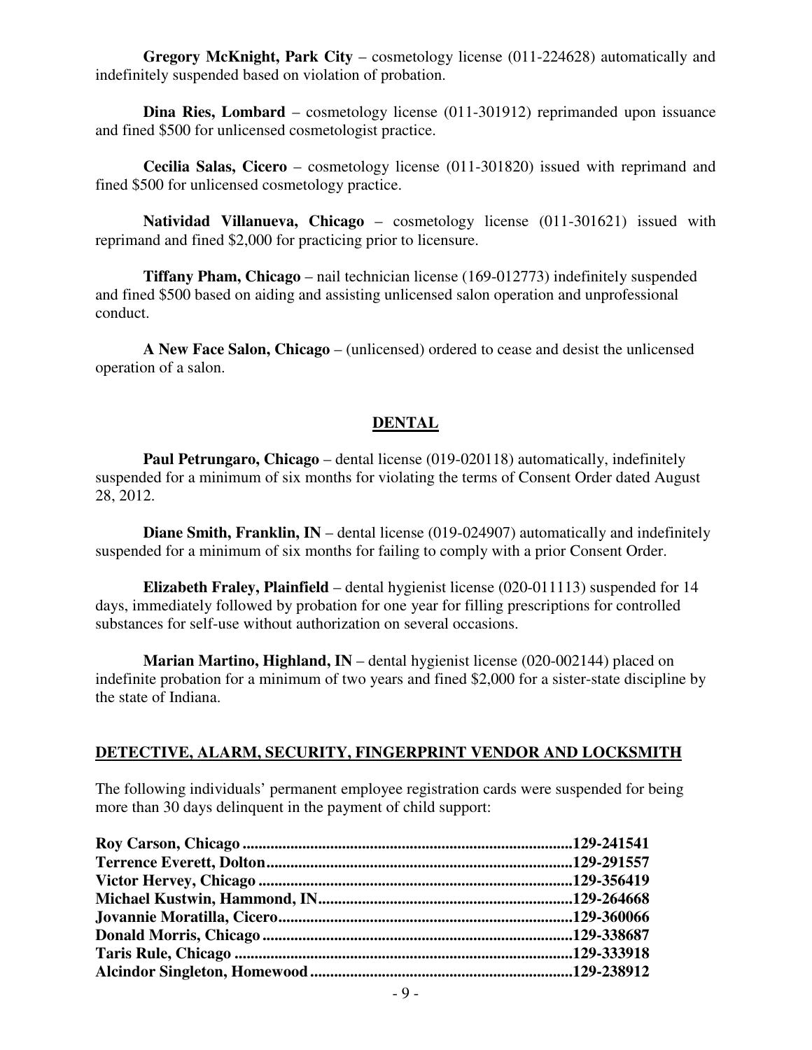**Gregory McKnight, Park City** – cosmetology license (011-224628) automatically and indefinitely suspended based on violation of probation.

**Dina Ries, Lombard** – cosmetology license (011-301912) reprimanded upon issuance and fined $500 for unlicensed cosmetologist practice.

**Cecilia Salas, Cicero** – cosmetology license (011-301820) issued with reprimand and fined $500 for unlicensed cosmetology practice.

**Natividad Villanueva, Chicago** – cosmetology license (011-301621) issued with reprimand and fined $2,000 for practicing prior to licensure.

**Tiffany Pham, Chicago** – nail technician license (169-012773) indefinitely suspended and fined $500 based on aiding and assisting unlicensed salon operation and unprofessional conduct.

**A New Face Salon, Chicago** – (unlicensed) ordered to cease and desist the unlicensed operation of a salon.

## DENTAL

**Paul Petrungaro, Chicago** – dental license (019-020118) automatically, indefinitely suspended for a minimum of six months for violating the terms of Consent Order dated August 28, 2012.

**Diane Smith, Franklin, IN** – dental license (019-024907) automatically and indefinitely suspended for a minimum of six months for failing to comply with a prior Consent Order.

**Elizabeth Fraley, Plainfield** – dental hygienist license (020-011113) suspended for 14 days, immediately followed by probation for one year for filling prescriptions for controlled substances for self-use without authorization on several occasions.

**Marian Martino, Highland, IN** – dental hygienist license (020-002144) placed on indefinite probation for a minimum of two years and fined $2,000 for a sister-state discipline by the state of Indiana.

## DETECTIVE, ALARM, SECURITY, FINGERPRINT VENDOR AND LOCKSMITH

The following individuals' permanent employee registration cards were suspended for being more than 30 days delinquent in the payment of child support:

**Roy Carson, Chicago ..................129-241541**
**Terrence Everett, Dolton..................129-291557**
**Victor Hervey, Chicago ..................129-356419**
**Michael Kustwin, Hammond, IN..................129-264668**
**Jovannie Moratilla, Cicero..................129-360066**
**Donald Morris, Chicago ..................129-338687**
**Taris Rule, Chicago ..................129-333918**
**Alcindor Singleton, Homewood..................129-238912**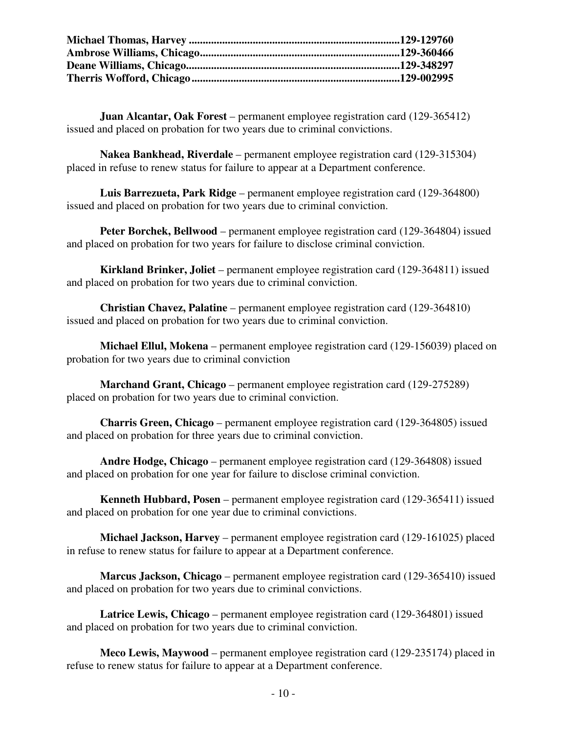**Michael Thomas, Harvey ...........................................................................129-129760**
**Ambrose Williams, Chicago.......................................................................129-360466**
**Deane Williams, Chicago...........................................................................129-348297**
**Therris Wofford, Chicago..........................................................................129-002995**

**Juan Alcantar, Oak Forest** – permanent employee registration card (129-365412) issued and placed on probation for two years due to criminal convictions.

**Nakea Bankhead, Riverdale** – permanent employee registration card (129-315304) placed in refuse to renew status for failure to appear at a Department conference.

**Luis Barrezueta, Park Ridge** – permanent employee registration card (129-364800) issued and placed on probation for two years due to criminal conviction.

**Peter Borchek, Bellwood** – permanent employee registration card (129-364804) issued and placed on probation for two years for failure to disclose criminal conviction.

**Kirkland Brinker, Joliet** – permanent employee registration card (129-364811) issued and placed on probation for two years due to criminal conviction.

**Christian Chavez, Palatine** – permanent employee registration card (129-364810) issued and placed on probation for two years due to criminal conviction.

**Michael Ellul, Mokena** – permanent employee registration card (129-156039) placed on probation for two years due to criminal conviction

**Marchand Grant, Chicago** – permanent employee registration card (129-275289) placed on probation for two years due to criminal conviction.

**Charris Green, Chicago** – permanent employee registration card (129-364805) issued and placed on probation for three years due to criminal conviction.

**Andre Hodge, Chicago** – permanent employee registration card (129-364808) issued and placed on probation for one year for failure to disclose criminal conviction.

**Kenneth Hubbard, Posen** – permanent employee registration card (129-365411) issued and placed on probation for one year due to criminal convictions.

**Michael Jackson, Harvey** – permanent employee registration card (129-161025) placed in refuse to renew status for failure to appear at a Department conference.

**Marcus Jackson, Chicago** – permanent employee registration card (129-365410) issued and placed on probation for two years due to criminal convictions.

**Latrice Lewis, Chicago** – permanent employee registration card (129-364801) issued and placed on probation for two years due to criminal conviction.

**Meco Lewis, Maywood** – permanent employee registration card (129-235174) placed in refuse to renew status for failure to appear at a Department conference.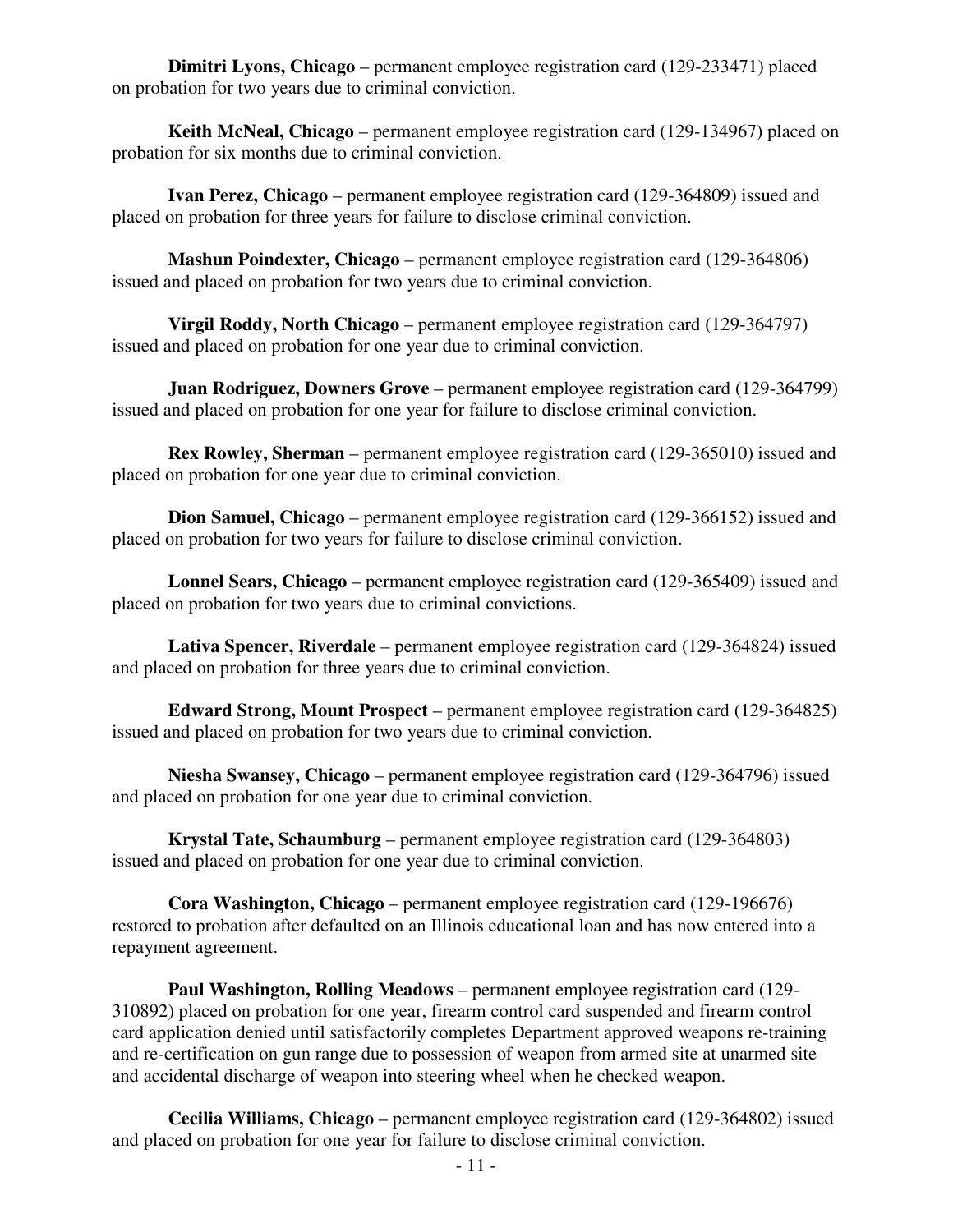**Dimitri Lyons, Chicago** – permanent employee registration card (129-233471) placed on probation for two years due to criminal conviction.

**Keith McNeal, Chicago** – permanent employee registration card (129-134967) placed on probation for six months due to criminal conviction.

**Ivan Perez, Chicago** – permanent employee registration card (129-364809) issued and placed on probation for three years for failure to disclose criminal conviction.

**Mashun Poindexter, Chicago** – permanent employee registration card (129-364806) issued and placed on probation for two years due to criminal conviction.

**Virgil Roddy, North Chicago** – permanent employee registration card (129-364797) issued and placed on probation for one year due to criminal conviction.

**Juan Rodriguez, Downers Grove** – permanent employee registration card (129-364799) issued and placed on probation for one year for failure to disclose criminal conviction.

**Rex Rowley, Sherman** – permanent employee registration card (129-365010) issued and placed on probation for one year due to criminal conviction.

**Dion Samuel, Chicago** – permanent employee registration card (129-366152) issued and placed on probation for two years for failure to disclose criminal conviction.

**Lonnel Sears, Chicago** – permanent employee registration card (129-365409) issued and placed on probation for two years due to criminal convictions.

**Lativa Spencer, Riverdale** – permanent employee registration card (129-364824) issued and placed on probation for three years due to criminal conviction.

**Edward Strong, Mount Prospect** – permanent employee registration card (129-364825) issued and placed on probation for two years due to criminal conviction.

**Niesha Swansey, Chicago** – permanent employee registration card (129-364796) issued and placed on probation for one year due to criminal conviction.

**Krystal Tate, Schaumburg** – permanent employee registration card (129-364803) issued and placed on probation for one year due to criminal conviction.

**Cora Washington, Chicago** – permanent employee registration card (129-196676) restored to probation after defaulted on an Illinois educational loan and has now entered into a repayment agreement.

**Paul Washington, Rolling Meadows** – permanent employee registration card (129-310892) placed on probation for one year, firearm control card suspended and firearm control card application denied until satisfactorily completes Department approved weapons re-training and re-certification on gun range due to possession of weapon from armed site at unarmed site and accidental discharge of weapon into steering wheel when he checked weapon.

**Cecilia Williams, Chicago** – permanent employee registration card (129-364802) issued and placed on probation for one year for failure to disclose criminal conviction.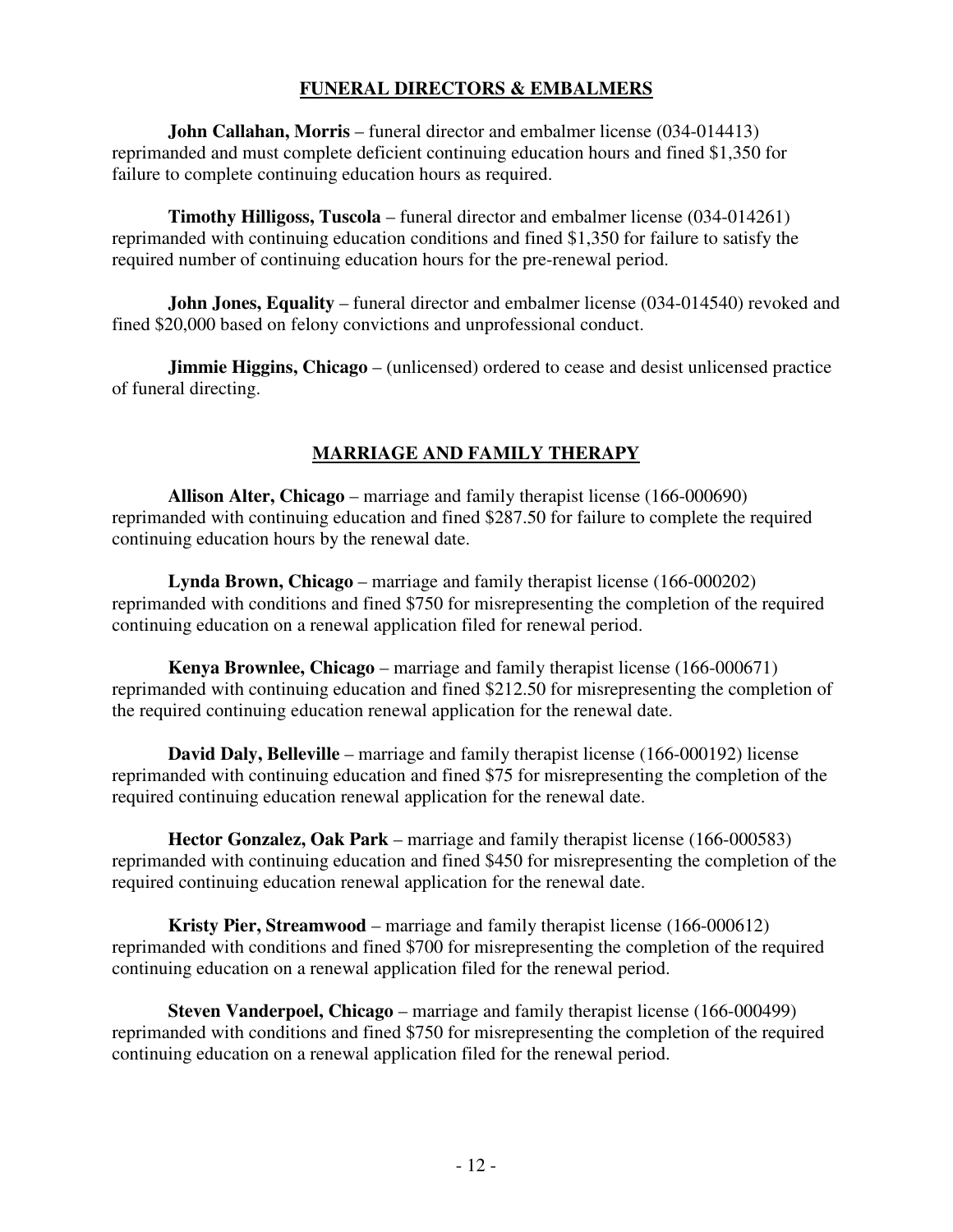## FUNERAL DIRECTORS & EMBALMERS

**John Callahan, Morris** – funeral director and embalmer license (034-014413) reprimanded and must complete deficient continuing education hours and fined $1,350 for failure to complete continuing education hours as required.

**Timothy Hilligoss, Tuscola** – funeral director and embalmer license (034-014261) reprimanded with continuing education conditions and fined $1,350 for failure to satisfy the required number of continuing education hours for the pre-renewal period.

**John Jones, Equality** – funeral director and embalmer license (034-014540) revoked and fined $20,000 based on felony convictions and unprofessional conduct.

**Jimmie Higgins, Chicago** – (unlicensed) ordered to cease and desist unlicensed practice of funeral directing.

## MARRIAGE AND FAMILY THERAPY

**Allison Alter, Chicago** – marriage and family therapist license (166-000690) reprimanded with continuing education and fined $287.50 for failure to complete the required continuing education hours by the renewal date.

**Lynda Brown, Chicago** – marriage and family therapist license (166-000202) reprimanded with conditions and fined $750 for misrepresenting the completion of the required continuing education on a renewal application filed for renewal period.

**Kenya Brownlee, Chicago** – marriage and family therapist license (166-000671) reprimanded with continuing education and fined $212.50 for misrepresenting the completion of the required continuing education renewal application for the renewal date.

**David Daly, Belleville** – marriage and family therapist license (166-000192) license reprimanded with continuing education and fined $75 for misrepresenting the completion of the required continuing education renewal application for the renewal date.

**Hector Gonzalez, Oak Park** – marriage and family therapist license (166-000583) reprimanded with continuing education and fined $450 for misrepresenting the completion of the required continuing education renewal application for the renewal date.

**Kristy Pier, Streamwood** – marriage and family therapist license (166-000612) reprimanded with conditions and fined $700 for misrepresenting the completion of the required continuing education on a renewal application filed for the renewal period.

**Steven Vanderpoel, Chicago** – marriage and family therapist license (166-000499) reprimanded with conditions and fined $750 for misrepresenting the completion of the required continuing education on a renewal application filed for the renewal period.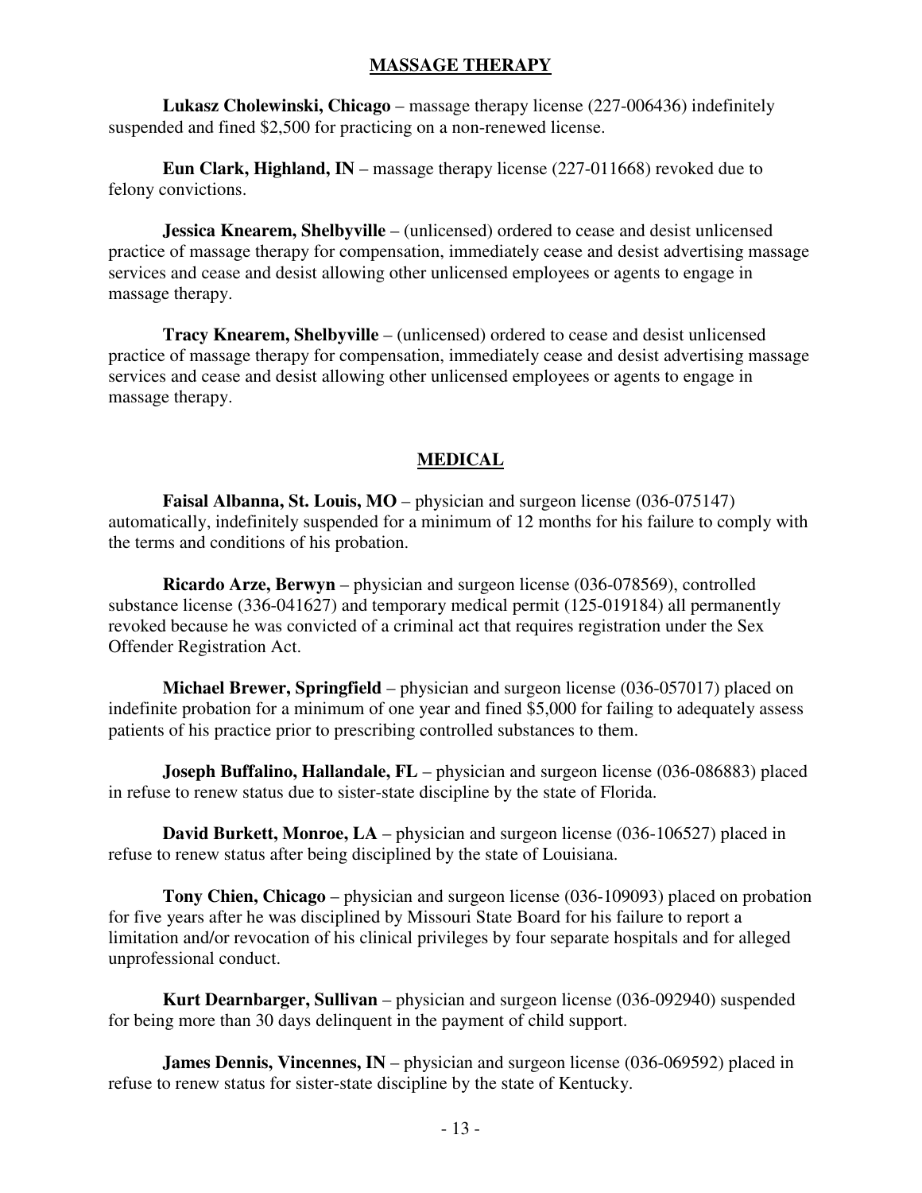## MASSAGE THERAPY

**Lukasz Cholewinski, Chicago** – massage therapy license (227-006436) indefinitely suspended and fined $2,500 for practicing on a non-renewed license.

**Eun Clark, Highland, IN** – massage therapy license (227-011668) revoked due to felony convictions.

**Jessica Knearem, Shelbyville** – (unlicensed) ordered to cease and desist unlicensed practice of massage therapy for compensation, immediately cease and desist advertising massage services and cease and desist allowing other unlicensed employees or agents to engage in massage therapy.

**Tracy Knearem, Shelbyville** – (unlicensed) ordered to cease and desist unlicensed practice of massage therapy for compensation, immediately cease and desist advertising massage services and cease and desist allowing other unlicensed employees or agents to engage in massage therapy.

## MEDICAL

**Faisal Albanna, St. Louis, MO** – physician and surgeon license (036-075147) automatically, indefinitely suspended for a minimum of 12 months for his failure to comply with the terms and conditions of his probation.

**Ricardo Arze, Berwyn** – physician and surgeon license (036-078569), controlled substance license (336-041627) and temporary medical permit (125-019184) all permanently revoked because he was convicted of a criminal act that requires registration under the Sex Offender Registration Act.

**Michael Brewer, Springfield** – physician and surgeon license (036-057017) placed on indefinite probation for a minimum of one year and fined $5,000 for failing to adequately assess patients of his practice prior to prescribing controlled substances to them.

**Joseph Buffalino, Hallandale, FL** – physician and surgeon license (036-086883) placed in refuse to renew status due to sister-state discipline by the state of Florida.

**David Burkett, Monroe, LA** – physician and surgeon license (036-106527) placed in refuse to renew status after being disciplined by the state of Louisiana.

**Tony Chien, Chicago** – physician and surgeon license (036-109093) placed on probation for five years after he was disciplined by Missouri State Board for his failure to report a limitation and/or revocation of his clinical privileges by four separate hospitals and for alleged unprofessional conduct.

**Kurt Dearnbarger, Sullivan** – physician and surgeon license (036-092940) suspended for being more than 30 days delinquent in the payment of child support.

**James Dennis, Vincennes, IN** – physician and surgeon license (036-069592) placed in refuse to renew status for sister-state discipline by the state of Kentucky.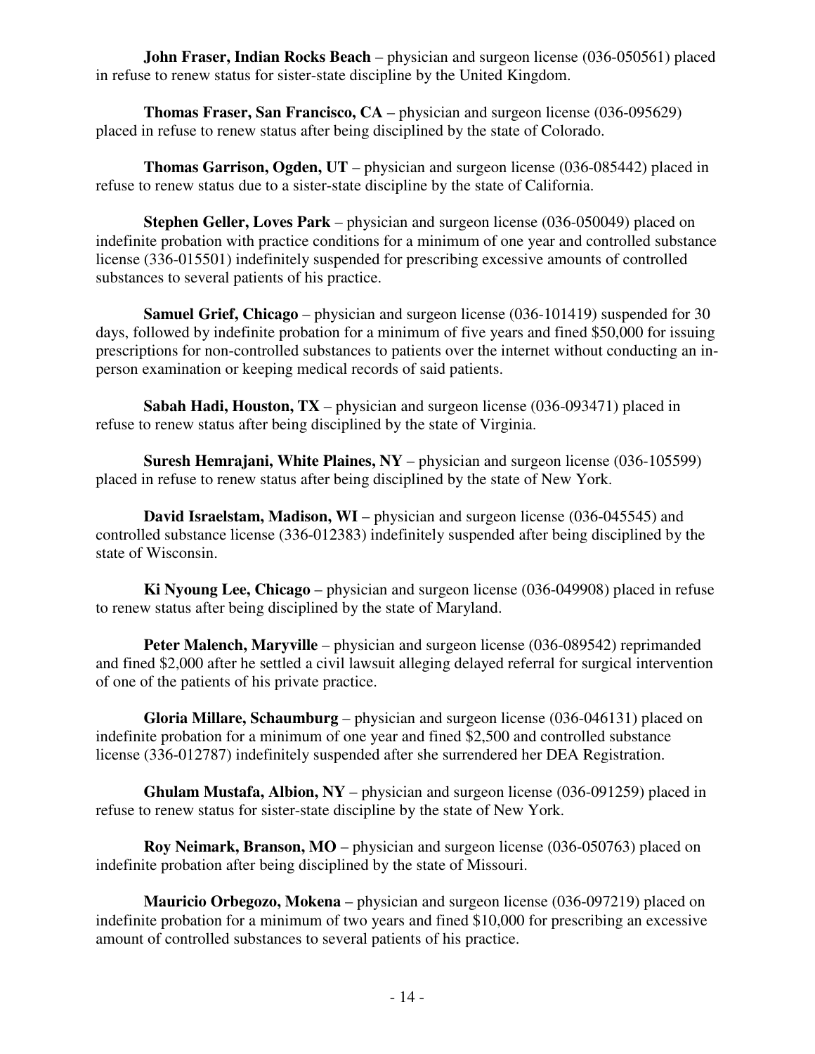**John Fraser, Indian Rocks Beach** – physician and surgeon license (036-050561) placed in refuse to renew status for sister-state discipline by the United Kingdom.

**Thomas Fraser, San Francisco, CA** – physician and surgeon license (036-095629) placed in refuse to renew status after being disciplined by the state of Colorado.

**Thomas Garrison, Ogden, UT** – physician and surgeon license (036-085442) placed in refuse to renew status due to a sister-state discipline by the state of California.

**Stephen Geller, Loves Park** – physician and surgeon license (036-050049) placed on indefinite probation with practice conditions for a minimum of one year and controlled substance license (336-015501) indefinitely suspended for prescribing excessive amounts of controlled substances to several patients of his practice.

**Samuel Grief, Chicago** – physician and surgeon license (036-101419) suspended for 30 days, followed by indefinite probation for a minimum of five years and fined $50,000 for issuing prescriptions for non-controlled substances to patients over the internet without conducting an in-person examination or keeping medical records of said patients.

**Sabah Hadi, Houston, TX** – physician and surgeon license (036-093471) placed in refuse to renew status after being disciplined by the state of Virginia.

**Suresh Hemrajani, White Plaines, NY** – physician and surgeon license (036-105599) placed in refuse to renew status after being disciplined by the state of New York.

**David Israelstam, Madison, WI** – physician and surgeon license (036-045545) and controlled substance license (336-012383) indefinitely suspended after being disciplined by the state of Wisconsin.

**Ki Nyoung Lee, Chicago** – physician and surgeon license (036-049908) placed in refuse to renew status after being disciplined by the state of Maryland.

**Peter Malench, Maryville** – physician and surgeon license (036-089542) reprimanded and fined $2,000 after he settled a civil lawsuit alleging delayed referral for surgical intervention of one of the patients of his private practice.

**Gloria Millare, Schaumburg** – physician and surgeon license (036-046131) placed on indefinite probation for a minimum of one year and fined $2,500 and controlled substance license (336-012787) indefinitely suspended after she surrendered her DEA Registration.

**Ghulam Mustafa, Albion, NY** – physician and surgeon license (036-091259) placed in refuse to renew status for sister-state discipline by the state of New York.

**Roy Neimark, Branson, MO** – physician and surgeon license (036-050763) placed on indefinite probation after being disciplined by the state of Missouri.

**Mauricio Orbegozo, Mokena** – physician and surgeon license (036-097219) placed on indefinite probation for a minimum of two years and fined $10,000 for prescribing an excessive amount of controlled substances to several patients of his practice.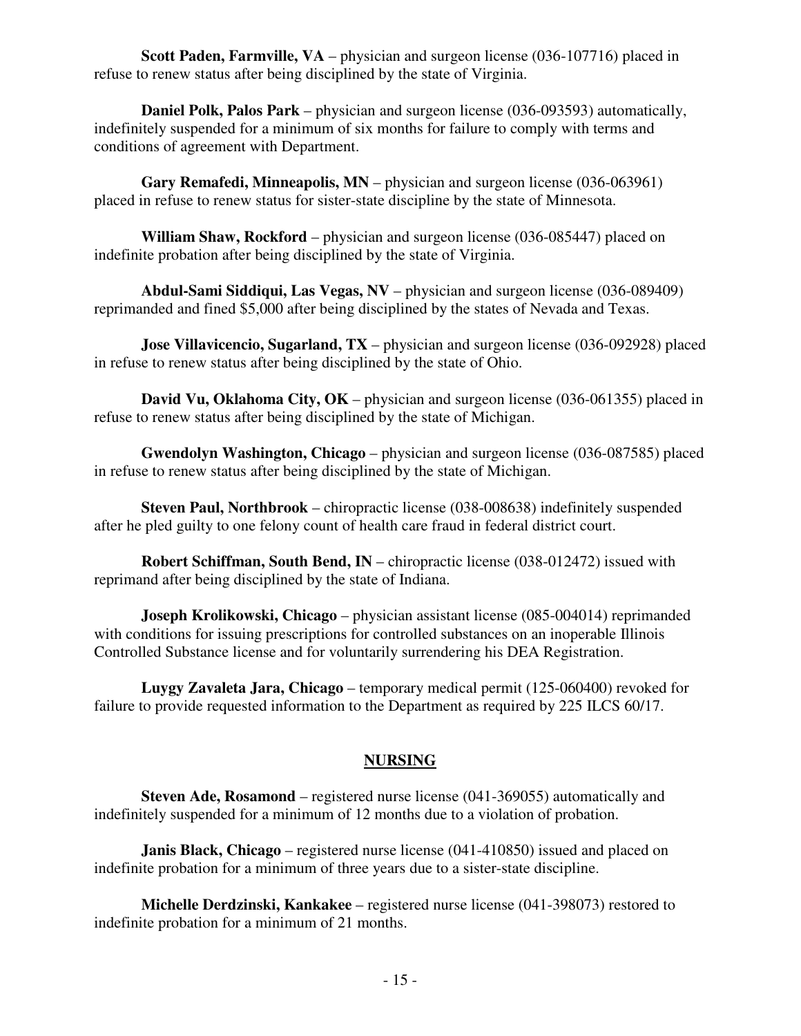**Scott Paden, Farmville, VA** – physician and surgeon license (036-107716) placed in refuse to renew status after being disciplined by the state of Virginia.

**Daniel Polk, Palos Park** – physician and surgeon license (036-093593) automatically, indefinitely suspended for a minimum of six months for failure to comply with terms and conditions of agreement with Department.

**Gary Remafedi, Minneapolis, MN** – physician and surgeon license (036-063961) placed in refuse to renew status for sister-state discipline by the state of Minnesota.

**William Shaw, Rockford** – physician and surgeon license (036-085447) placed on indefinite probation after being disciplined by the state of Virginia.

**Abdul-Sami Siddiqui, Las Vegas, NV** – physician and surgeon license (036-089409) reprimanded and fined $5,000 after being disciplined by the states of Nevada and Texas.

**Jose Villavicencio, Sugarland, TX** – physician and surgeon license (036-092928) placed in refuse to renew status after being disciplined by the state of Ohio.

**David Vu, Oklahoma City, OK** – physician and surgeon license (036-061355) placed in refuse to renew status after being disciplined by the state of Michigan.

**Gwendolyn Washington, Chicago** – physician and surgeon license (036-087585) placed in refuse to renew status after being disciplined by the state of Michigan.

**Steven Paul, Northbrook** – chiropractic license (038-008638) indefinitely suspended after he pled guilty to one felony count of health care fraud in federal district court.

**Robert Schiffman, South Bend, IN** – chiropractic license (038-012472) issued with reprimand after being disciplined by the state of Indiana.

**Joseph Krolikowski, Chicago** – physician assistant license (085-004014) reprimanded with conditions for issuing prescriptions for controlled substances on an inoperable Illinois Controlled Substance license and for voluntarily surrendering his DEA Registration.

**Luygy Zavaleta Jara, Chicago** – temporary medical permit (125-060400) revoked for failure to provide requested information to the Department as required by 225 ILCS 60/17.

## NURSING

**Steven Ade, Rosamond** – registered nurse license (041-369055) automatically and indefinitely suspended for a minimum of 12 months due to a violation of probation.

**Janis Black, Chicago** – registered nurse license (041-410850) issued and placed on indefinite probation for a minimum of three years due to a sister-state discipline.

**Michelle Derdzinski, Kankakee** – registered nurse license (041-398073) restored to indefinite probation for a minimum of 21 months.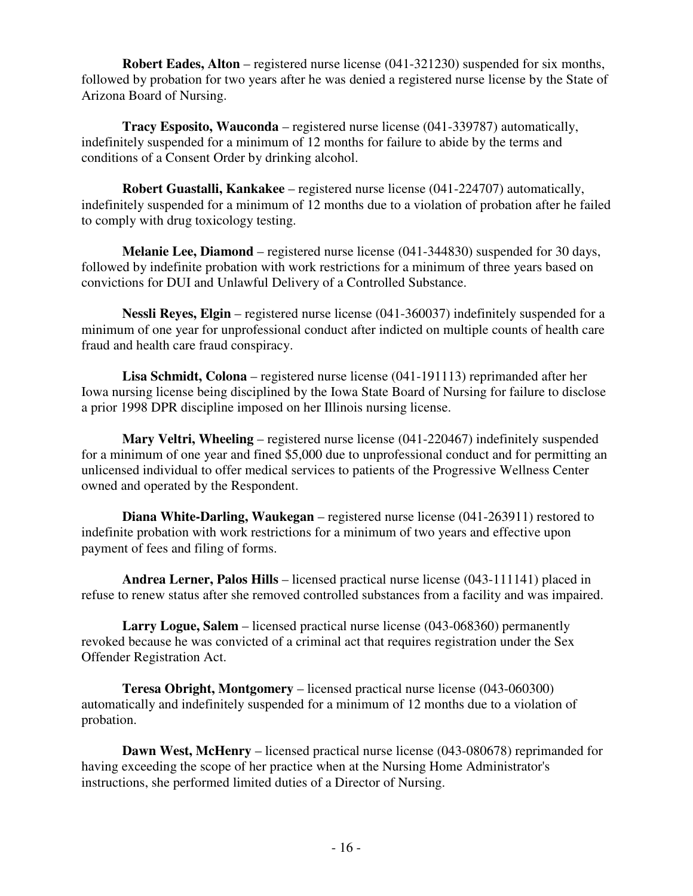**Robert Eades, Alton** – registered nurse license (041-321230) suspended for six months, followed by probation for two years after he was denied a registered nurse license by the State of Arizona Board of Nursing.

**Tracy Esposito, Wauconda** – registered nurse license (041-339787) automatically, indefinitely suspended for a minimum of 12 months for failure to abide by the terms and conditions of a Consent Order by drinking alcohol.

**Robert Guastalli, Kankakee** – registered nurse license (041-224707) automatically, indefinitely suspended for a minimum of 12 months due to a violation of probation after he failed to comply with drug toxicology testing.

**Melanie Lee, Diamond** – registered nurse license (041-344830) suspended for 30 days, followed by indefinite probation with work restrictions for a minimum of three years based on convictions for DUI and Unlawful Delivery of a Controlled Substance.

**Nessli Reyes, Elgin** – registered nurse license (041-360037) indefinitely suspended for a minimum of one year for unprofessional conduct after indicted on multiple counts of health care fraud and health care fraud conspiracy.

**Lisa Schmidt, Colona** – registered nurse license (041-191113) reprimanded after her Iowa nursing license being disciplined by the Iowa State Board of Nursing for failure to disclose a prior 1998 DPR discipline imposed on her Illinois nursing license.

**Mary Veltri, Wheeling** – registered nurse license (041-220467) indefinitely suspended for a minimum of one year and fined $5,000 due to unprofessional conduct and for permitting an unlicensed individual to offer medical services to patients of the Progressive Wellness Center owned and operated by the Respondent.

**Diana White-Darling, Waukegan** – registered nurse license (041-263911) restored to indefinite probation with work restrictions for a minimum of two years and effective upon payment of fees and filing of forms.

**Andrea Lerner, Palos Hills** – licensed practical nurse license (043-111141) placed in refuse to renew status after she removed controlled substances from a facility and was impaired.

**Larry Logue, Salem** – licensed practical nurse license (043-068360) permanently revoked because he was convicted of a criminal act that requires registration under the Sex Offender Registration Act.

**Teresa Obright, Montgomery** – licensed practical nurse license (043-060300) automatically and indefinitely suspended for a minimum of 12 months due to a violation of probation.

**Dawn West, McHenry** – licensed practical nurse license (043-080678) reprimanded for having exceeding the scope of her practice when at the Nursing Home Administrator's instructions, she performed limited duties of a Director of Nursing.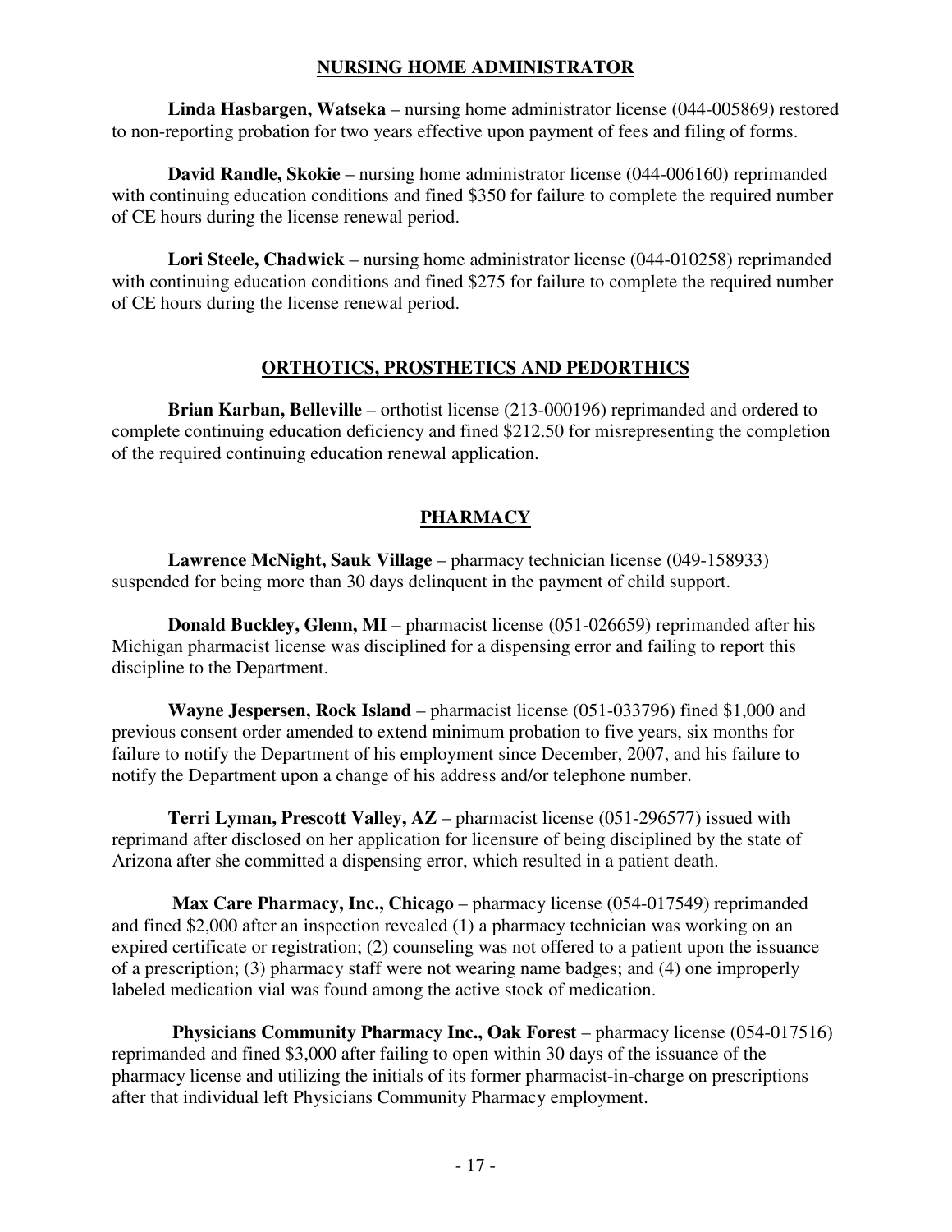## NURSING HOME ADMINISTRATOR

**Linda Hasbargen, Watseka** – nursing home administrator license (044-005869) restored to non-reporting probation for two years effective upon payment of fees and filing of forms.

**David Randle, Skokie** – nursing home administrator license (044-006160) reprimanded with continuing education conditions and fined $350 for failure to complete the required number of CE hours during the license renewal period.

**Lori Steele, Chadwick** – nursing home administrator license (044-010258) reprimanded with continuing education conditions and fined $275 for failure to complete the required number of CE hours during the license renewal period.

## ORTHOTICS, PROSTHETICS AND PEDORTHICS

**Brian Karban, Belleville** – orthotist license (213-000196) reprimanded and ordered to complete continuing education deficiency and fined $212.50 for misrepresenting the completion of the required continuing education renewal application.

## PHARMACY

**Lawrence McNight, Sauk Village** – pharmacy technician license (049-158933) suspended for being more than 30 days delinquent in the payment of child support.

**Donald Buckley, Glenn, MI** – pharmacist license (051-026659) reprimanded after his Michigan pharmacist license was disciplined for a dispensing error and failing to report this discipline to the Department.

**Wayne Jespersen, Rock Island** – pharmacist license (051-033796) fined $1,000 and previous consent order amended to extend minimum probation to five years, six months for failure to notify the Department of his employment since December, 2007, and his failure to notify the Department upon a change of his address and/or telephone number.

**Terri Lyman, Prescott Valley, AZ** – pharmacist license (051-296577) issued with reprimand after disclosed on her application for licensure of being disciplined by the state of Arizona after she committed a dispensing error, which resulted in a patient death.

**Max Care Pharmacy, Inc., Chicago** – pharmacy license (054-017549) reprimanded and fined $2,000 after an inspection revealed (1) a pharmacy technician was working on an expired certificate or registration; (2) counseling was not offered to a patient upon the issuance of a prescription; (3) pharmacy staff were not wearing name badges; and (4) one improperly labeled medication vial was found among the active stock of medication.

**Physicians Community Pharmacy Inc., Oak Forest** – pharmacy license (054-017516) reprimanded and fined $3,000 after failing to open within 30 days of the issuance of the pharmacy license and utilizing the initials of its former pharmacist-in-charge on prescriptions after that individual left Physicians Community Pharmacy employment.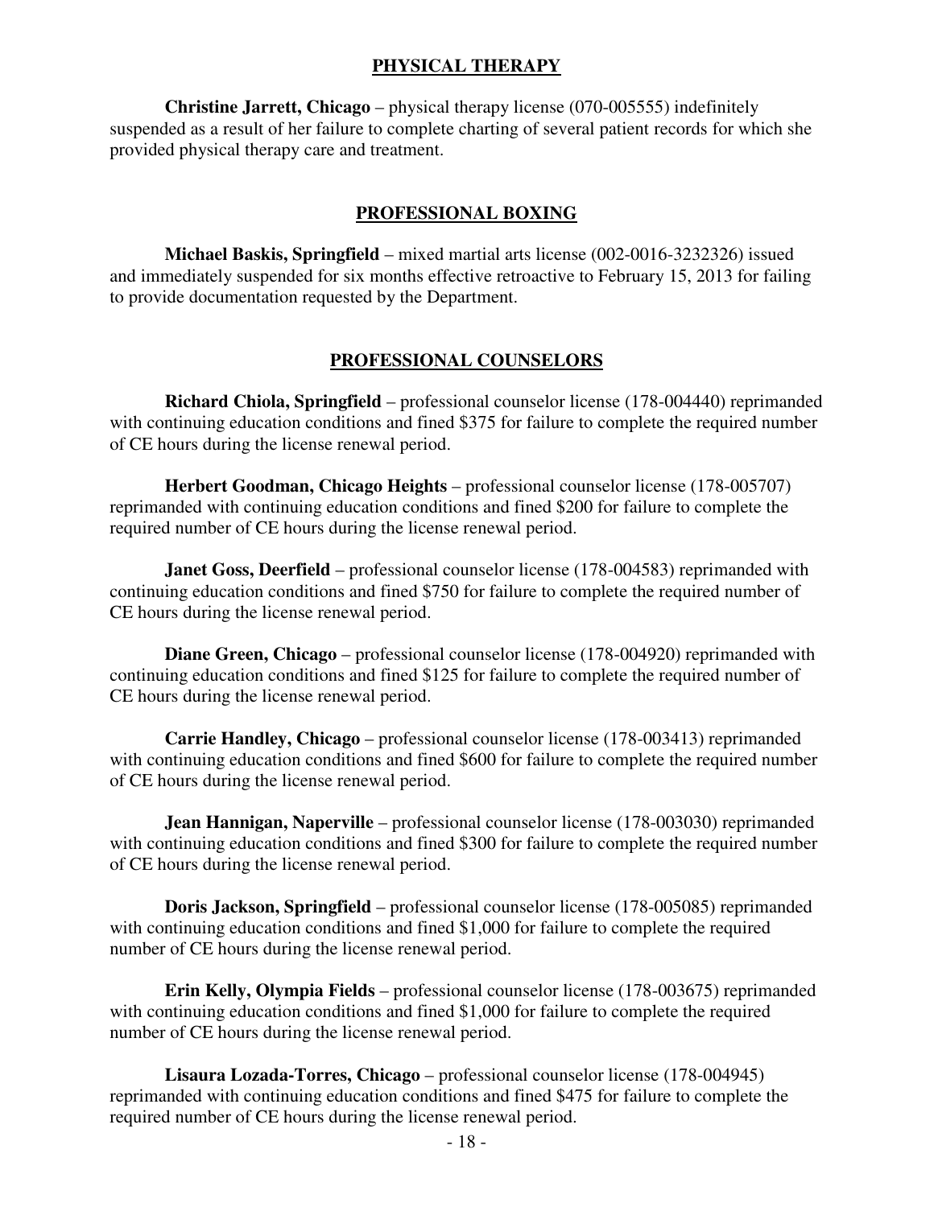## PHYSICAL THERAPY

**Christine Jarrett, Chicago** – physical therapy license (070-005555) indefinitely suspended as a result of her failure to complete charting of several patient records for which she provided physical therapy care and treatment.

## PROFESSIONAL BOXING

**Michael Baskis, Springfield** – mixed martial arts license (002-0016-3232326) issued and immediately suspended for six months effective retroactive to February 15, 2013 for failing to provide documentation requested by the Department.

## PROFESSIONAL COUNSELORS

**Richard Chiola, Springfield** – professional counselor license (178-004440) reprimanded with continuing education conditions and fined $375 for failure to complete the required number of CE hours during the license renewal period.

**Herbert Goodman, Chicago Heights** – professional counselor license (178-005707) reprimanded with continuing education conditions and fined $200 for failure to complete the required number of CE hours during the license renewal period.

**Janet Goss, Deerfield** – professional counselor license (178-004583) reprimanded with continuing education conditions and fined $750 for failure to complete the required number of CE hours during the license renewal period.

**Diane Green, Chicago** – professional counselor license (178-004920) reprimanded with continuing education conditions and fined $125 for failure to complete the required number of CE hours during the license renewal period.

**Carrie Handley, Chicago** – professional counselor license (178-003413) reprimanded with continuing education conditions and fined $600 for failure to complete the required number of CE hours during the license renewal period.

**Jean Hannigan, Naperville** – professional counselor license (178-003030) reprimanded with continuing education conditions and fined $300 for failure to complete the required number of CE hours during the license renewal period.

**Doris Jackson, Springfield** – professional counselor license (178-005085) reprimanded with continuing education conditions and fined $1,000 for failure to complete the required number of CE hours during the license renewal period.

**Erin Kelly, Olympia Fields** – professional counselor license (178-003675) reprimanded with continuing education conditions and fined $1,000 for failure to complete the required number of CE hours during the license renewal period.

**Lisaura Lozada-Torres, Chicago** – professional counselor license (178-004945) reprimanded with continuing education conditions and fined $475 for failure to complete the required number of CE hours during the license renewal period.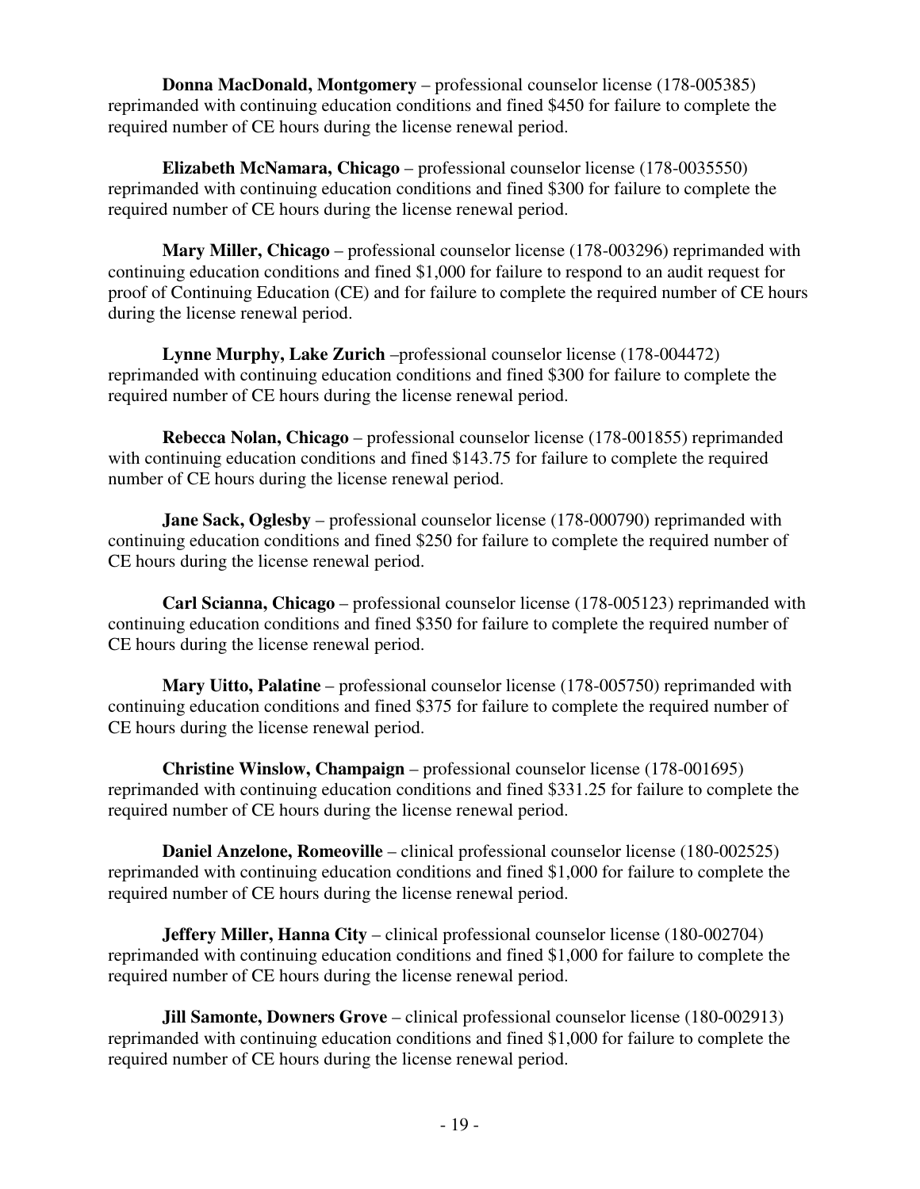**Donna MacDonald, Montgomery** – professional counselor license (178-005385) reprimanded with continuing education conditions and fined $450 for failure to complete the required number of CE hours during the license renewal period.

**Elizabeth McNamara, Chicago** – professional counselor license (178-0035550) reprimanded with continuing education conditions and fined $300 for failure to complete the required number of CE hours during the license renewal period.

**Mary Miller, Chicago** – professional counselor license (178-003296) reprimanded with continuing education conditions and fined $1,000 for failure to respond to an audit request for proof of Continuing Education (CE) and for failure to complete the required number of CE hours during the license renewal period.

**Lynne Murphy, Lake Zurich** –professional counselor license (178-004472) reprimanded with continuing education conditions and fined $300 for failure to complete the required number of CE hours during the license renewal period.

**Rebecca Nolan, Chicago** – professional counselor license (178-001855) reprimanded with continuing education conditions and fined $143.75 for failure to complete the required number of CE hours during the license renewal period.

**Jane Sack, Oglesby** – professional counselor license (178-000790) reprimanded with continuing education conditions and fined $250 for failure to complete the required number of CE hours during the license renewal period.

**Carl Scianna, Chicago** – professional counselor license (178-005123) reprimanded with continuing education conditions and fined $350 for failure to complete the required number of CE hours during the license renewal period.

**Mary Uitto, Palatine** – professional counselor license (178-005750) reprimanded with continuing education conditions and fined $375 for failure to complete the required number of CE hours during the license renewal period.

**Christine Winslow, Champaign** – professional counselor license (178-001695) reprimanded with continuing education conditions and fined $331.25 for failure to complete the required number of CE hours during the license renewal period.

**Daniel Anzelone, Romeoville** – clinical professional counselor license (180-002525) reprimanded with continuing education conditions and fined $1,000 for failure to complete the required number of CE hours during the license renewal period.

**Jeffery Miller, Hanna City** – clinical professional counselor license (180-002704) reprimanded with continuing education conditions and fined $1,000 for failure to complete the required number of CE hours during the license renewal period.

**Jill Samonte, Downers Grove** – clinical professional counselor license (180-002913) reprimanded with continuing education conditions and fined $1,000 for failure to complete the required number of CE hours during the license renewal period.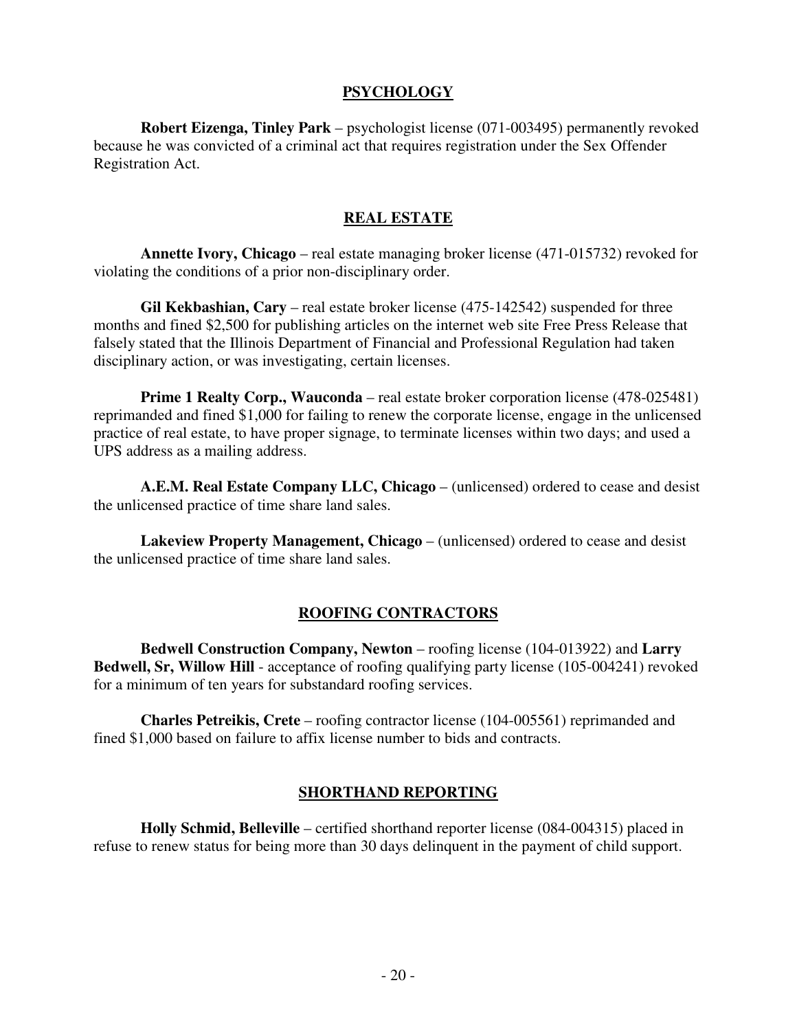## PSYCHOLOGY

**Robert Eizenga, Tinley Park** – psychologist license (071-003495) permanently revoked because he was convicted of a criminal act that requires registration under the Sex Offender Registration Act.

## REAL ESTATE

**Annette Ivory, Chicago** – real estate managing broker license (471-015732) revoked for violating the conditions of a prior non-disciplinary order.

**Gil Kekbashian, Cary** – real estate broker license (475-142542) suspended for three months and fined $2,500 for publishing articles on the internet web site Free Press Release that falsely stated that the Illinois Department of Financial and Professional Regulation had taken disciplinary action, or was investigating, certain licenses.

**Prime 1 Realty Corp., Wauconda** – real estate broker corporation license (478-025481) reprimanded and fined $1,000 for failing to renew the corporate license, engage in the unlicensed practice of real estate, to have proper signage, to terminate licenses within two days; and used a UPS address as a mailing address.

**A.E.M. Real Estate Company LLC, Chicago** – (unlicensed) ordered to cease and desist the unlicensed practice of time share land sales.

**Lakeview Property Management, Chicago** – (unlicensed) ordered to cease and desist the unlicensed practice of time share land sales.

## ROOFING CONTRACTORS

**Bedwell Construction Company, Newton** – roofing license (104-013922) and **Larry Bedwell, Sr, Willow Hill** - acceptance of roofing qualifying party license (105-004241) revoked for a minimum of ten years for substandard roofing services.

**Charles Petreikis, Crete** – roofing contractor license (104-005561) reprimanded and fined $1,000 based on failure to affix license number to bids and contracts.

## SHORTHAND REPORTING

**Holly Schmid, Belleville** – certified shorthand reporter license (084-004315) placed in refuse to renew status for being more than 30 days delinquent in the payment of child support.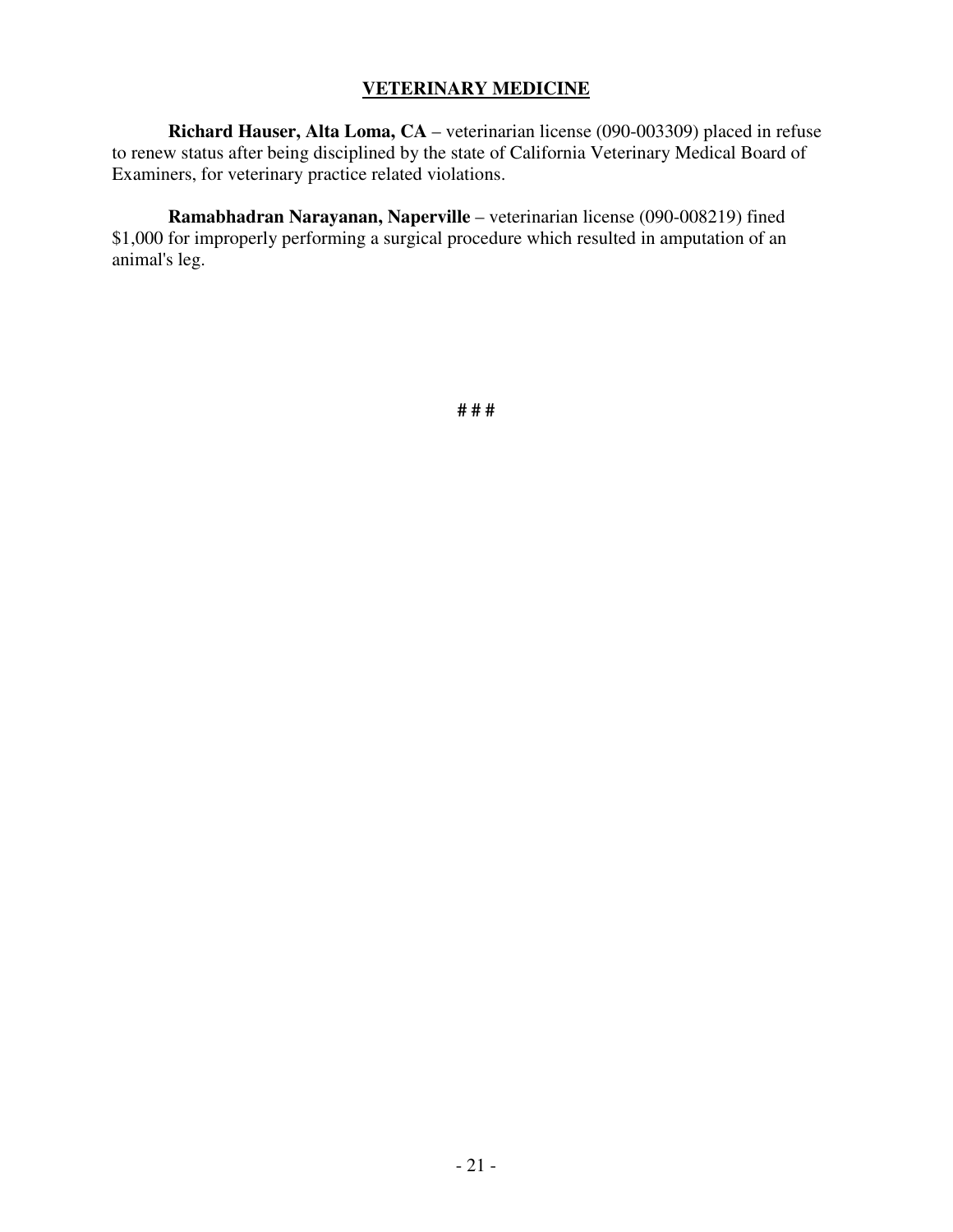## VETERINARY MEDICINE

**Richard Hauser, Alta Loma, CA** – veterinarian license (090-003309) placed in refuse to renew status after being disciplined by the state of California Veterinary Medical Board of Examiners, for veterinary practice related violations.

**Ramabhadran Narayanan, Naperville** – veterinarian license (090-008219) fined $1,000 for improperly performing a surgical procedure which resulted in amputation of an animal's leg.

# # #